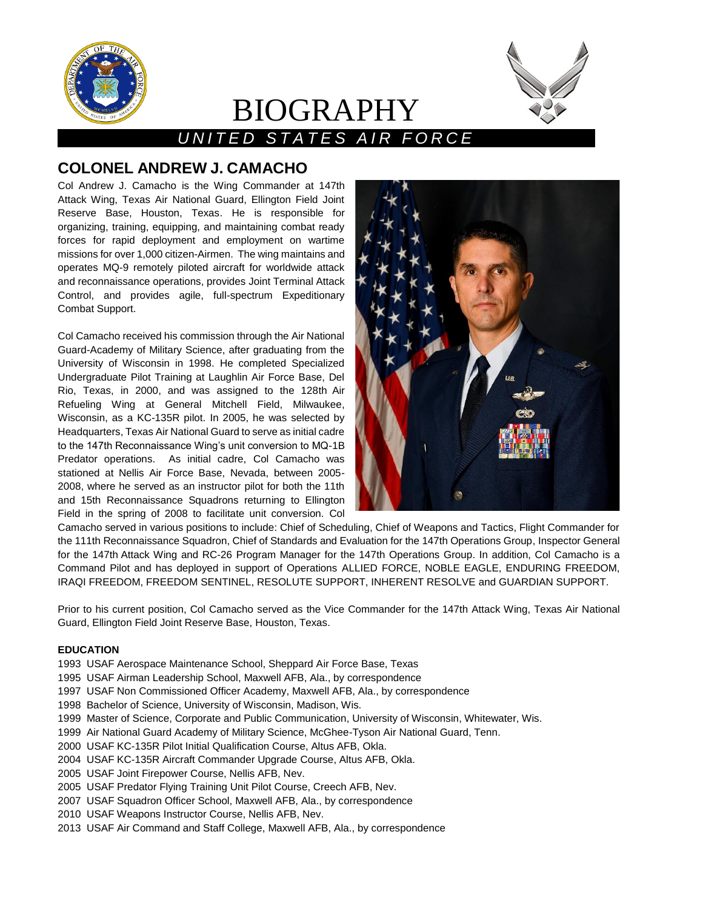# BIOGRAPHY

*UNITED STATES AIR FORCE*

## COLONEL ANDREW J. CAMACHO

Col Andrew J. Camacho is the Wing Commander at 147th Attack Wing, Texas Air National Guard, Ellington Field Joint Reserve Base, Houston, Texas. He is responsible for organizing, training, equipping, and maintaining combat ready forces for rapid deployment and employment on wartime missions for over 1,000 citizen-Airmen. The wing maintains and operates MQ-9 remotely piloted aircraft for worldwide attack and reconnaissance operations, provides Joint Terminal Attack Control, and provides agile, full-spectrum Expeditionary Combat Support.

Col Camacho received his commission through the Air National Guard-Academy of Military Science, after graduating from the University of Wisconsin in 1998. He completed Specialized Undergraduate Pilot Training at Laughlin Air Force Base, Del Rio, Texas, in 2000, and was assigned to the 128th Air Refueling Wing at General Mitchell Field, Milwaukee, Wisconsin, as a KC-135R pilot. In 2005, he was selected by Headquarters, Texas Air National Guard to serve as initial cadre to the 147th Reconnaissance Wing's unit conversion to MQ-1B Predator operations. As initial cadre, Col Camacho was stationed at Nellis Air Force Base, Nevada, between 2005-2008, where he served as an instructor pilot for both the 11th and 15th Reconnaissance Squadrons returning to Ellington Field in the spring of 2008 to facilitate unit conversion. Col Camacho served in various positions to include: Chief of Scheduling, Chief of Weapons and Tactics, Flight Commander for the 111th Reconnaissance Squadron, Chief of Standards and Evaluation for the 147th Operations Group, Inspector General for the 147th Attack Wing and RC-26 Program Manager for the 147th Operations Group. In addition, Col Camacho is a Command Pilot and has deployed in support of Operations ALLIED FORCE, NOBLE EAGLE, ENDURING FREEDOM, IRAQI FREEDOM, FREEDOM SENTINEL, RESOLUTE SUPPORT, INHERENT RESOLVE and GUARDIAN SUPPORT.

Prior to his current position, Col Camacho served as the Vice Commander for the 147th Attack Wing, Texas Air National Guard, Ellington Field Joint Reserve Base, Houston, Texas.

### EDUCATION

1993 USAF Aerospace Maintenance School, Sheppard Air Force Base, Texas
1995 USAF Airman Leadership School, Maxwell AFB, Ala., by correspondence
1997 USAF Non Commissioned Officer Academy, Maxwell AFB, Ala., by correspondence
1998 Bachelor of Science, University of Wisconsin, Madison, Wis.
1999 Master of Science, Corporate and Public Communication, University of Wisconsin, Whitewater, Wis.
1999 Air National Guard Academy of Military Science, McGhee-Tyson Air National Guard, Tenn.
2000 USAF KC-135R Pilot Initial Qualification Course, Altus AFB, Okla.
2004 USAF KC-135R Aircraft Commander Upgrade Course, Altus AFB, Okla.
2005 USAF Joint Firepower Course, Nellis AFB, Nev.
2005 USAF Predator Flying Training Unit Pilot Course, Creech AFB, Nev.
2007 USAF Squadron Officer School, Maxwell AFB, Ala., by correspondence
2010 USAF Weapons Instructor Course, Nellis AFB, Nev.
2013 USAF Air Command and Staff College, Maxwell AFB, Ala., by correspondence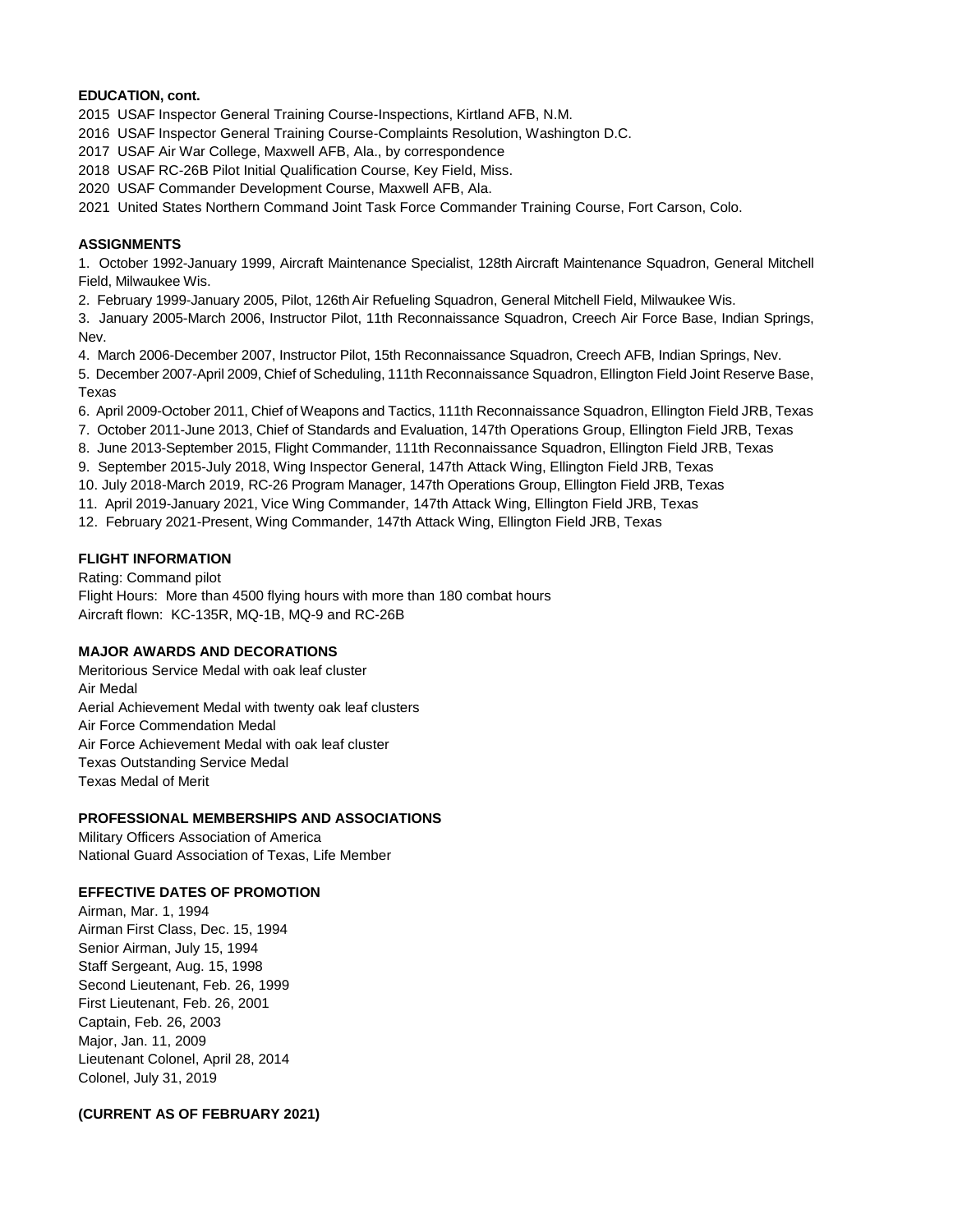**EDUCATION, cont.**

2015 USAF Inspector General Training Course-Inspections, Kirtland AFB, N.M.
2016 USAF Inspector General Training Course-Complaints Resolution, Washington D.C.
2017 USAF Air War College, Maxwell AFB, Ala., by correspondence
2018 USAF RC-26B Pilot Initial Qualification Course, Key Field, Miss.
2020 USAF Commander Development Course, Maxwell AFB, Ala.
2021 United States Northern Command Joint Task Force Commander Training Course, Fort Carson, Colo.

**ASSIGNMENTS**

1. October 1992-January 1999, Aircraft Maintenance Specialist, 128th Aircraft Maintenance Squadron, General Mitchell Field, Milwaukee Wis.
2. February 1999-January 2005, Pilot, 126th Air Refueling Squadron, General Mitchell Field, Milwaukee Wis.
3. January 2005-March 2006, Instructor Pilot, 11th Reconnaissance Squadron, Creech Air Force Base, Indian Springs, Nev.
4. March 2006-December 2007, Instructor Pilot, 15th Reconnaissance Squadron, Creech AFB, Indian Springs, Nev.
5. December 2007-April 2009, Chief of Scheduling, 111th Reconnaissance Squadron, Ellington Field Joint Reserve Base, Texas
6. April 2009-October 2011, Chief of Weapons and Tactics, 111th Reconnaissance Squadron, Ellington Field JRB, Texas
7. October 2011-June 2013, Chief of Standards and Evaluation, 147th Operations Group, Ellington Field JRB, Texas
8. June 2013-September 2015, Flight Commander, 111th Reconnaissance Squadron, Ellington Field JRB, Texas
9. September 2015-July 2018, Wing Inspector General, 147th Attack Wing, Ellington Field JRB, Texas
10. July 2018-March 2019, RC-26 Program Manager, 147th Operations Group, Ellington Field JRB, Texas
11. April 2019-January 2021, Vice Wing Commander, 147th Attack Wing, Ellington Field JRB, Texas
12. February 2021-Present, Wing Commander, 147th Attack Wing, Ellington Field JRB, Texas

**FLIGHT INFORMATION**

Rating: Command pilot
Flight Hours: More than 4500 flying hours with more than 180 combat hours
Aircraft flown: KC-135R, MQ-1B, MQ-9 and RC-26B

**MAJOR AWARDS AND DECORATIONS**

Meritorious Service Medal with oak leaf cluster
Air Medal
Aerial Achievement Medal with twenty oak leaf clusters
Air Force Commendation Medal
Air Force Achievement Medal with oak leaf cluster
Texas Outstanding Service Medal
Texas Medal of Merit

**PROFESSIONAL MEMBERSHIPS AND ASSOCIATIONS**

Military Officers Association of America
National Guard Association of Texas, Life Member

**EFFECTIVE DATES OF PROMOTION**

Airman, Mar. 1, 1994
Airman First Class, Dec. 15, 1994
Senior Airman, July 15, 1994
Staff Sergeant, Aug. 15, 1998
Second Lieutenant, Feb. 26, 1999
First Lieutenant, Feb. 26, 2001
Captain, Feb. 26, 2003
Major, Jan. 11, 2009
Lieutenant Colonel, April 28, 2014
Colonel, July 31, 2019

**(CURRENT AS OF FEBRUARY 2021)**